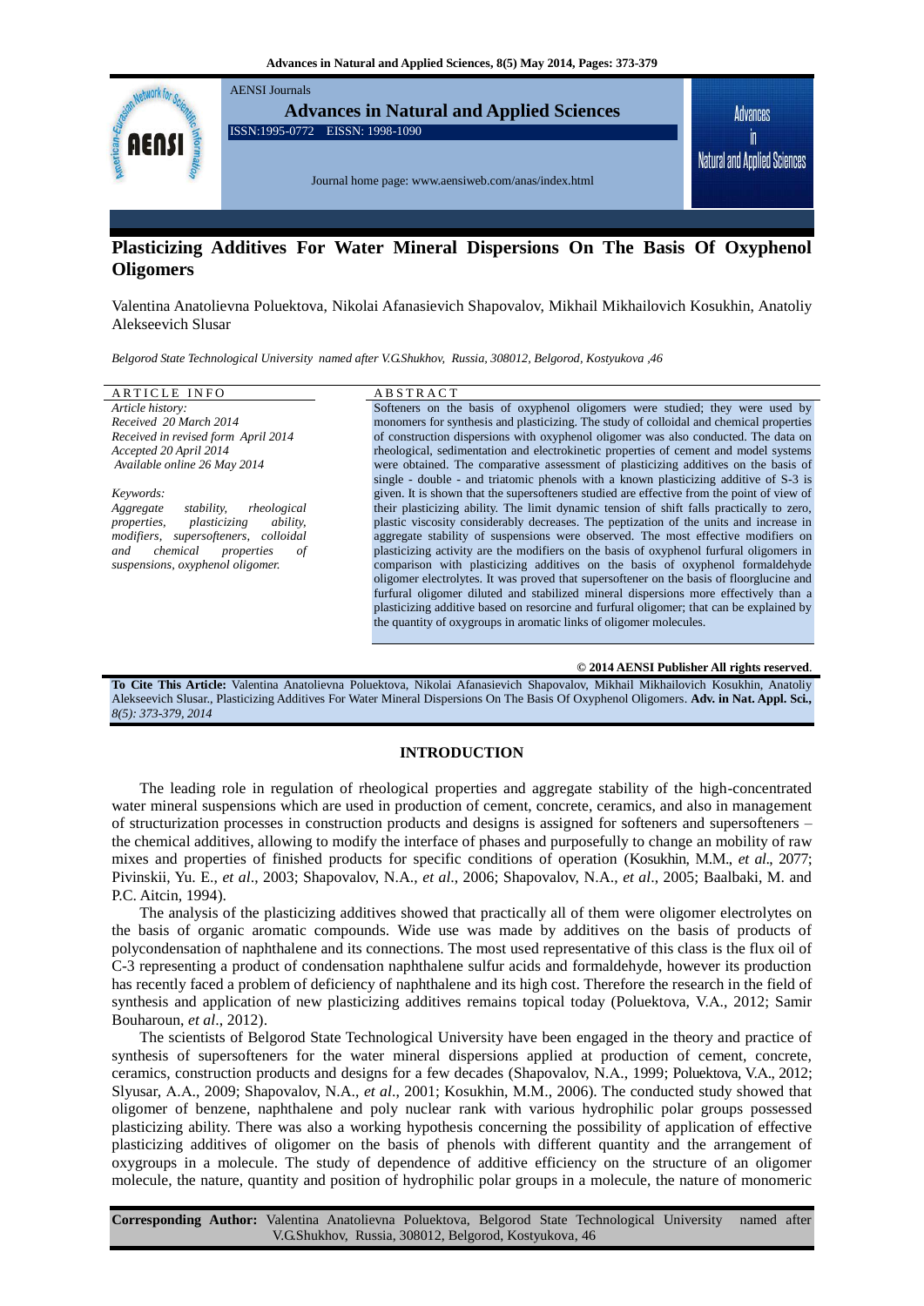AENSI Journals

**Advances in Natural and Applied Sciences**

ISSN:1995-0772 EISSN: 1998-1090

Journal home page: www.aensiweb.com/anas/index.html

# Plasticizing Additives For Water Mineral Dispersions On The Basis Of Oxyphenol Oligomers

Valentina Anatolievna Poluektova, Nikolai Afanasievich Shapovalov, Mikhail Mikhailovich Kosukhin, Anatoliy Alekseevich Slusar

*Belgorod State Technological University named after V.G.Shukhov, Russia, 308012, Belgorod, Kostyukova ,46*

**ARTICLE INFO**

*Article history:*
*Received 20 March 2014*
*Received in revised form April 2014*
*Accepted 20 April 2014*
*Available online 26 May 2014*

*Keywords:*
*Aggregate stability, rheological properties, plasticizing ability, modifiers, supersofteners, colloidal and chemical properties of suspensions, oxyphenol oligomer.*

**ABSTRACT**

Softeners on the basis of oxyphenol oligomers were studied; they were used by monomers for synthesis and plasticizing. The study of colloidal and chemical properties of construction dispersions with oxyphenol oligomer was also conducted. The data on rheological, sedimentation and electrokinetic properties of cement and model systems were obtained. The comparative assessment of plasticizing additives on the basis of single - double - and triatomic phenols with a known plasticizing additive of S-3 is given. It is shown that the supersofteners studied are effective from the point of view of their plasticizing ability. The limit dynamic tension of shift falls practically to zero, plastic viscosity considerably decreases. The peptization of the units and increase in aggregate stability of suspensions were observed. The most effective modifiers on plasticizing activity are the modifiers on the basis of oxyphenol furfural oligomers in comparison with plasticizing additives on the basis of oxyphenol formaldehyde oligomer electrolytes. It was proved that supersoftener on the basis of floorglucine and furfural oligomer diluted and stabilized mineral dispersions more effectively than a plasticizing additive based on resorcine and furfural oligomer; that can be explained by the quantity of oxygroups in aromatic links of oligomer molecules.

**© 2014 AENSI Publisher All rights reserved.**

**To Cite This Article:** Valentina Anatolievna Poluektova, Nikolai Afanasievich Shapovalov, Mikhail Mikhailovich Kosukhin, Anatoliy Alekseevich Slusar., Plasticizing Additives For Water Mineral Dispersions On The Basis Of Oxyphenol Oligomers. **Adv. in Nat. Appl. Sci.,** *8(5): 373-379, 2014*

## INTRODUCTION

The leading role in regulation of rheological properties and aggregate stability of the high-concentrated water mineral suspensions which are used in production of cement, concrete, ceramics, and also in management of structurization processes in construction products and designs is assigned for softeners and supersofteners – the chemical additives, allowing to modify the interface of phases and purposefully to change an mobility of raw mixes and properties of finished products for specific conditions of operation (Kosukhin, M.M., *et al*., 2077; Pivinskii, Yu. E., *et al*., 2003; Shapovalov, N.A., *et al*., 2006; Shapovalov, N.A., *et al*., 2005; Baalbaki, M. and P.C. Aitcin, 1994).

The analysis of the plasticizing additives showed that practically all of them were oligomer electrolytes on the basis of organic aromatic compounds. Wide use was made by additives on the basis of products of polycondensation of naphthalene and its connections. The most used representative of this class is the flux oil of C-3 representing a product of condensation naphthalene sulfur acids and formaldehyde, however its production has recently faced a problem of deficiency of naphthalene and its high cost. Therefore the research in the field of synthesis and application of new plasticizing additives remains topical today (Poluektova, V.A., 2012; Samir Bouharoun, *et al*., 2012).

The scientists of Belgorod State Technological University have been engaged in the theory and practice of synthesis of supersofteners for the water mineral dispersions applied at production of cement, concrete, ceramics, construction products and designs for a few decades (Shapovalov, N.A., 1999; Poluektova, V.A., 2012; Slyusar, A.A., 2009; Shapovalov, N.A., *et al*., 2001; Kosukhin, M.M., 2006). The conducted study showed that oligomer of benzene, naphthalene and poly nuclear rank with various hydrophilic polar groups possessed plasticizing ability. There was also a working hypothesis concerning the possibility of application of effective plasticizing additives of oligomer on the basis of phenols with different quantity and the arrangement of oxygroups in a molecule. The study of dependence of additive efficiency on the structure of an oligomer molecule, the nature, quantity and position of hydrophilic polar groups in a molecule, the nature of monomeric

**Corresponding Author:** Valentina Anatolievna Poluektova, Belgorod State Technological University named after V.G.Shukhov, Russia, 308012, Belgorod, Kostyukova, 46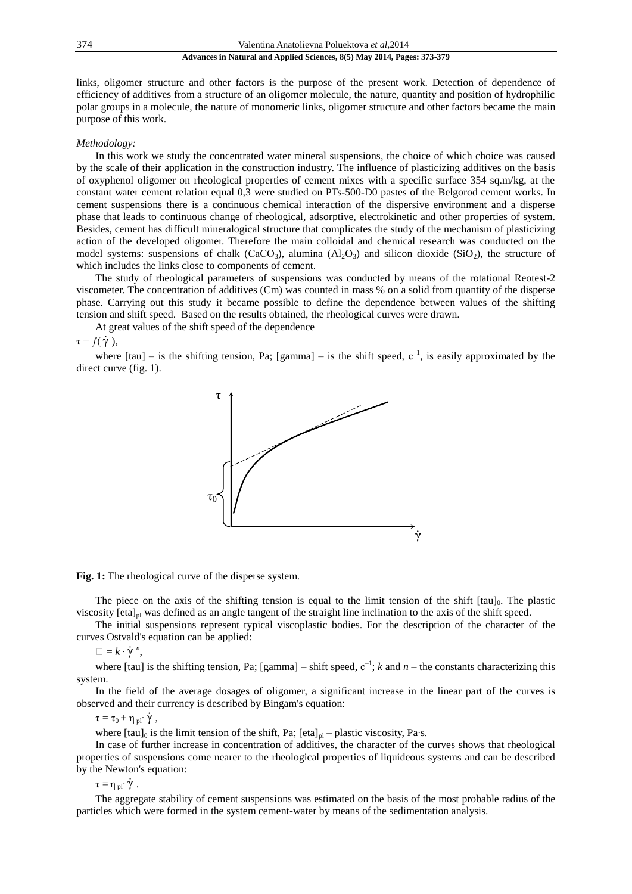links, oligomer structure and other factors is the purpose of the present work. Detection of dependence of efficiency of additives from a structure of an oligomer molecule, the nature, quantity and position of hydrophilic polar groups in a molecule, the nature of monomeric links, oligomer structure and other factors became the main purpose of this work.

*Methodology:*

In this work we study the concentrated water mineral suspensions, the choice of which choice was caused by the scale of their application in the construction industry. The influence of plasticizing additives on the basis of oxyphenol oligomer on rheological properties of cement mixes with a specific surface 354 sq.m/kg, at the constant water cement relation equal 0,3 were studied on PTs-500-D0 pastes of the Belgorod cement works. In cement suspensions there is a continuous chemical interaction of the dispersive environment and a disperse phase that leads to continuous change of rheological, adsorptive, electrokinetic and other properties of system. Besides, cement has difficult mineralogical structure that complicates the study of the mechanism of plasticizing action of the developed oligomer. Therefore the main colloidal and chemical research was conducted on the model systems: suspensions of chalk ($CaCO_3$), alumina ($Al_2O_3$) and silicon dioxide ($SiO_2$), the structure of which includes the links close to components of cement.

The study of rheological parameters of suspensions was conducted by means of the rotational Reotest-2 viscometer. The concentration of additives (Cm) was counted in mass % on a solid from quantity of the disperse phase. Carrying out this study it became possible to define the dependence between values of the shifting tension and shift speed. Based on the results obtained, the rheological curves were drawn.

At great values of the shift speed of the dependence

$\tau = f(\dot{\gamma})$,

where [tau] – is the shifting tension, Pa; [gamma] – is the shift speed, $c^{-1}$, is easily approximated by the direct curve (fig. 1).

**Fig. 1:** The rheological curve of the disperse system.

The piece on the axis of the shifting tension is equal to the limit tension of the shift $[\tau]_0$. The plastic viscosity $[\eta]_{pl}$ was defined as an angle tangent of the straight line inclination to the axis of the shift speed.

The initial suspensions represent typical viscoplastic bodies. For the description of the character of the curves Ostvald's equation can be applied:

$\tau = k \cdot \dot{\gamma}^{n}$,

where [tau] is the shifting tension, Pa; [gamma] – shift speed, $c^{-1}$; $k$ and $n$ – the constants characterizing this system.

In the field of the average dosages of oligomer, a significant increase in the linear part of the curves is observed and their currency is described by Bingam's equation:

$\tau = \tau_0 + \eta_{pl} \cdot \dot{\gamma}$,

where $[\tau]_0$ is the limit tension of the shift, Pa; $[\eta]_{pl}$ – plastic viscosity, Pa·s.

In case of further increase in concentration of additives, the character of the curves shows that rheological properties of suspensions come nearer to the rheological properties of liquideous systems and can be described by the Newton's equation:

$\tau = \eta_{pl} \cdot \dot{\gamma}$.

The aggregate stability of cement suspensions was estimated on the basis of the most probable radius of the particles which were formed in the system cement-water by means of the sedimentation analysis.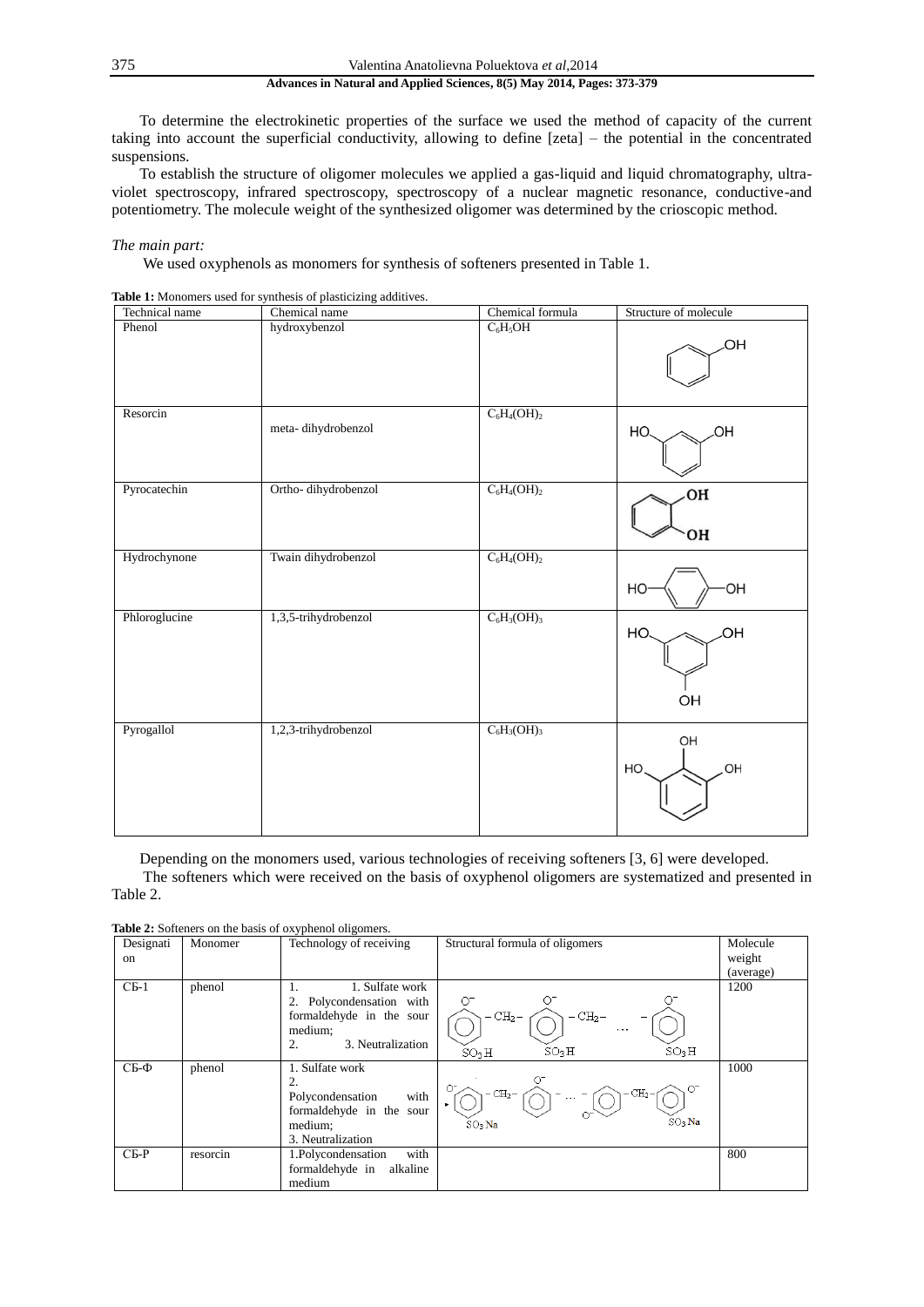To determine the electrokinetic properties of the surface we used the method of capacity of the current taking into account the superficial conductivity, allowing to define [zeta] – the potential in the concentrated suspensions.

To establish the structure of oligomer molecules we applied a gas-liquid and liquid chromatography, ultra-violet spectroscopy, infrared spectroscopy, spectroscopy of a nuclear magnetic resonance, conductive-and potentiometry. The molecule weight of the synthesized oligomer was determined by the crioscopic method.

*The main part:*

We used oxyphenols as monomers for synthesis of softeners presented in Table 1.

**Table 1:** Monomers used for synthesis of plasticizing additives.

| Technical name | Chemical name | Chemical formula | Structure of molecule |
|---|---|---|---|
| Phenol | hydroxybenzol | $C_6H_5OH$ | |
| Resorcin | meta- dihydrobenzol | $C_6H_4(OH)_2$ | |
| Pyrocatechin | Ortho- dihydrobenzol | $C_6H_4(OH)_2$ | |
| Hydrochynone | Twain dihydrobenzol | $C_6H_4(OH)_2$ | |
| Phloroglucine | 1,3,5-trihydrobenzol | $C_6H_3(OH)_3$ | |
| Pyrogallol | 1,2,3-trihydrobenzol | $C_6H_3(OH)_3$ | |

Depending on the monomers used, various technologies of receiving softeners [3, 6] were developed.

The softeners which were received on the basis of oxyphenol oligomers are systematized and presented in Table 2.

**Table 2:** Softeners on the basis of oxyphenol oligomers.

| Designation | Monomer | Technology of receiving | Structural formula of oligomers | Molecule weight (average) |
|---|---|---|---|---|
| СБ-1 | phenol | 1. Sulfate work<br>2. Polycondensation with formaldehyde in the sour medium;<br>3. Neutralization | | 1200 |
| СБ-Ф | phenol | 1. Sulfate work<br>2. Polycondensation with formaldehyde in the sour medium;<br>3. Neutralization | | 1000 |
| СБ-Р | resorcin | 1.Polycondensation with formaldehyde in alkaline medium | | 800 |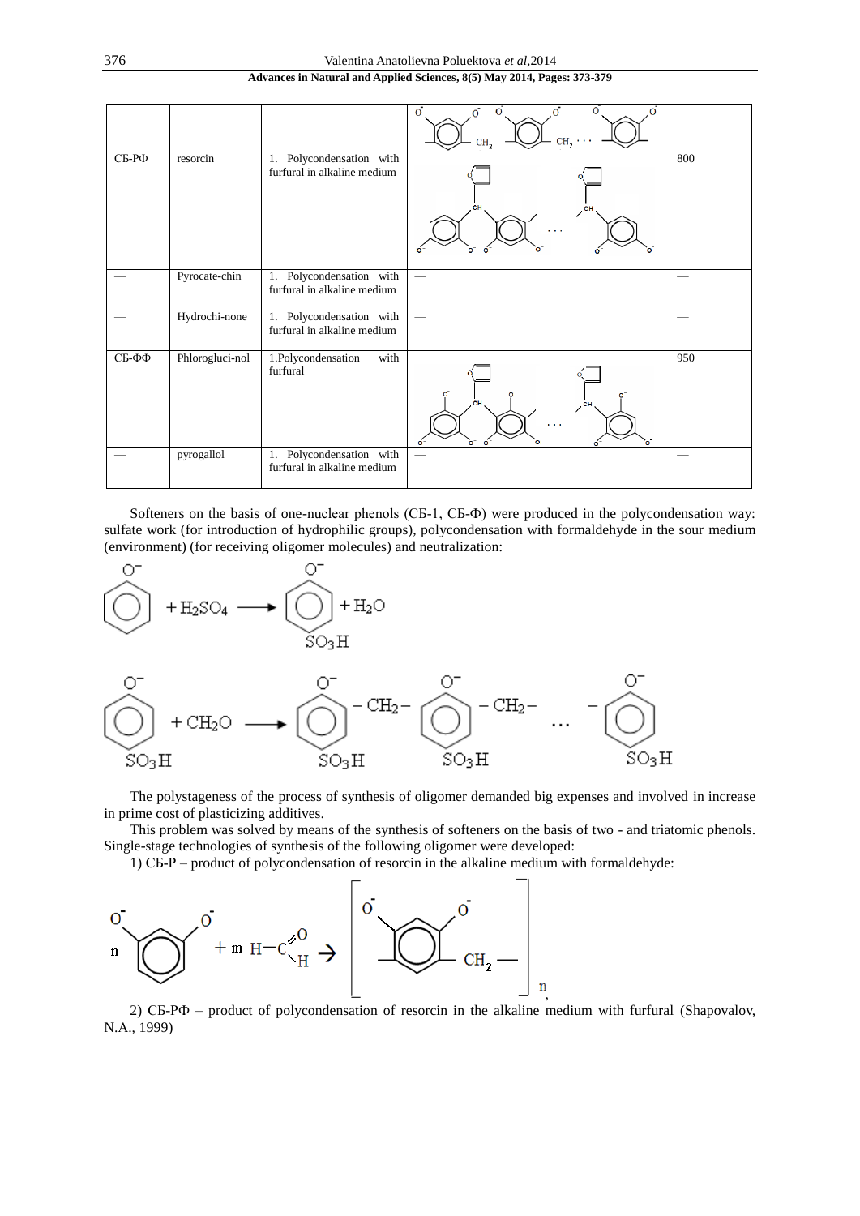| | | | | |
|---|---|---|---|---|
| | | | | |
| СБ-РФ | resorcin | 1. Polycondensation with furfural in alkaline medium | | 800 |
| — | Pyrocate-chin | 1. Polycondensation with furfural in alkaline medium | — | — |
| — | Hydrochi-none | 1. Polycondensation with furfural in alkaline medium | — | — |
| СБ-ФФ | Phlorogluci-nol | 1.Polycondensation with furfural | | 950 |
| — | pyrogallol | 1. Polycondensation with furfural in alkaline medium | — | — |

Softeners on the basis of one-nuclear phenols (СБ-1, СБ-Ф) were produced in the polycondensation way: sulfate work (for introduction of hydrophilic groups), polycondensation with formaldehyde in the sour medium (environment) (for receiving oligomer molecules) and neutralization:

$$C_6H_5O^- + H_2SO_4 \longrightarrow C_6H_4(O^-)SO_3H + H_2O$$

$$C_6H_4(O^-)SO_3H + CH_2O \longrightarrow -C_6H_3(O^-)(SO_3H)-CH_2-C_6H_3(O^-)(SO_3H)-CH_2- \ldots -C_6H_3(O^-)(SO_3H)$$

The polystageness of the process of synthesis of oligomer demanded big expenses and involved in increase in prime cost of plasticizing additives.

This problem was solved by means of the synthesis of softeners on the basis of two - and triatomic phenols. Single-stage technologies of synthesis of the following oligomer were developed:

1) СБ-Р – product of polycondensation of resorcin in the alkaline medium with formaldehyde:

$$n\, C_6H_4(O^-)_2 + m\, H-C(=O)H \rightarrow [-C_6H_2(O^-)_2-CH_2-]_n,$$

2) СБ-РФ – product of polycondensation of resorcin in the alkaline medium with furfural (Shapovalov, N.A., 1999)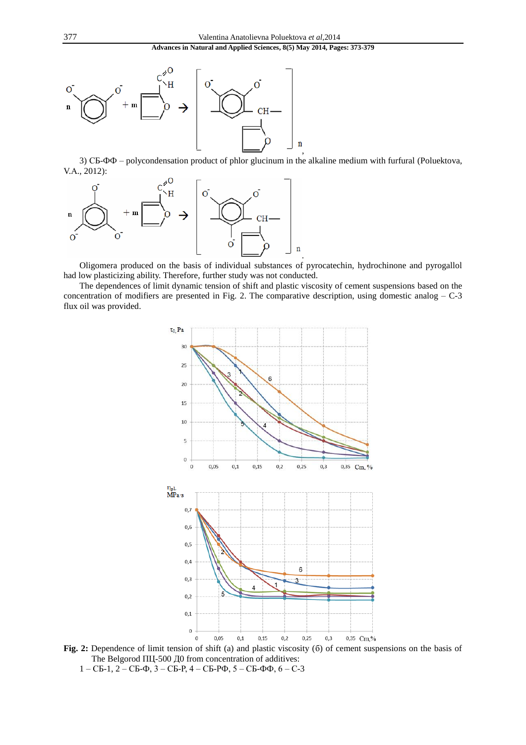3) СБ-ФФ – polycondensation product of phlor glucinum in the alkaline medium with furfural (Poluektova, V.A., 2012):

Oligomera produced on the basis of individual substances of pyrocatechin, hydrochinone and pyrogallol had low plasticizing ability. Therefore, further study was not conducted.

The dependences of limit dynamic tension of shift and plastic viscosity of cement suspensions based on the concentration of modifiers are presented in Fig. 2. The comparative description, using domestic analog – С-3 flux oil was provided.

**Fig. 2:** Dependence of limit tension of shift (a) and plastic viscosity (б) of cement suspensions on the basis of The Belgorod ПЦ-500 Д0 from concentration of additives:

1 – СБ-1, 2 – СБ-Ф, 3 – СБ-Р, 4 – СБ-РФ, 5 – СБ-ФФ, 6 – С-3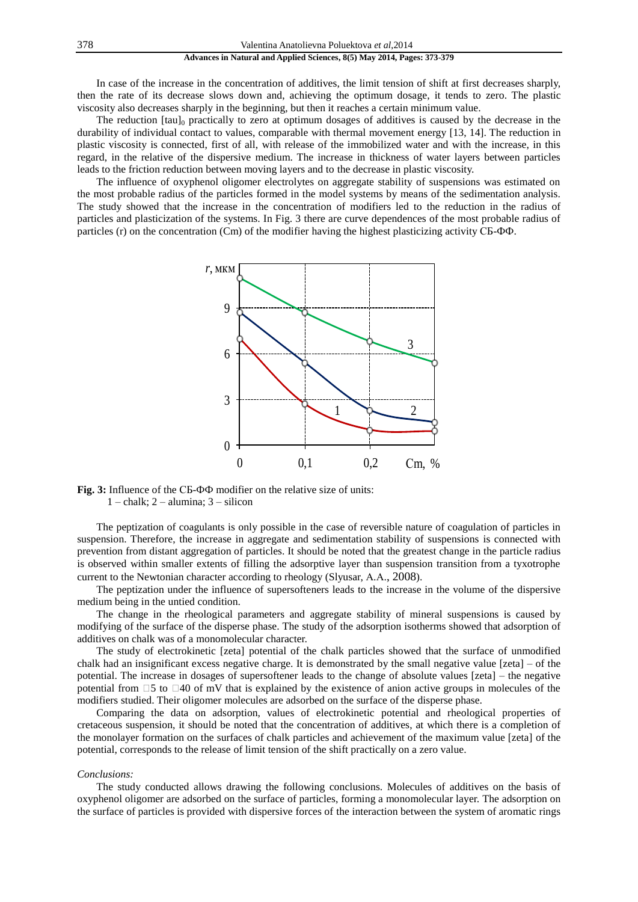In case of the increase in the concentration of additives, the limit tension of shift at first decreases sharply, then the rate of its decrease slows down and, achieving the optimum dosage, it tends to zero. The plastic viscosity also decreases sharply in the beginning, but then it reaches a certain minimum value.

The reduction $[\tau]_0$ practically to zero at optimum dosages of additives is caused by the decrease in the durability of individual contact to values, comparable with thermal movement energy [13, 14]. The reduction in plastic viscosity is connected, first of all, with release of the immobilized water and with the increase, in this regard, in the relative of the dispersive medium. The increase in thickness of water layers between particles leads to the friction reduction between moving layers and to the decrease in plastic viscosity.

The influence of oxyphenol oligomer electrolytes on aggregate stability of suspensions was estimated on the most probable radius of the particles formed in the model systems by means of the sedimentation analysis. The study showed that the increase in the concentration of modifiers led to the reduction in the radius of particles and plasticization of the systems. In Fig. 3 there are curve dependences of the most probable radius of particles (r) on the concentration (Cm) of the modifier having the highest plasticizing activity СБ-ФФ.

**Fig. 3:** Influence of the СБ-ФФ modifier on the relative size of units:
1 – chalk; 2 – alumina; 3 – silicon

The peptization of coagulants is only possible in the case of reversible nature of coagulation of particles in suspension. Therefore, the increase in aggregate and sedimentation stability of suspensions is connected with prevention from distant aggregation of particles. It should be noted that the greatest change in the particle radius is observed within smaller extents of filling the adsorptive layer than suspension transition from a tyxotrophe current to the Newtonian character according to rheology (Slyusar, A.A., 2008).

The peptization under the influence of supersofteners leads to the increase in the volume of the dispersive medium being in the untied condition.

The change in the rheological parameters and aggregate stability of mineral suspensions is caused by modifying of the surface of the disperse phase. The study of the adsorption isotherms showed that adsorption of additives on chalk was of a monomolecular character.

The study of electrokinetic [zeta] potential of the chalk particles showed that the surface of unmodified chalk had an insignificant excess negative charge. It is demonstrated by the small negative value [zeta] – of the potential. The increase in dosages of supersoftener leads to the change of absolute values [zeta] – the negative potential from −5 to −40 of mV that is explained by the existence of anion active groups in molecules of the modifiers studied. Their oligomer molecules are adsorbed on the surface of the disperse phase.

Comparing the data on adsorption, values of electrokinetic potential and rheological properties of cretaceous suspension, it should be noted that the concentration of additives, at which there is a completion of the monolayer formation on the surfaces of chalk particles and achievement of the maximum value [zeta] of the potential, corresponds to the release of limit tension of the shift practically on a zero value.

*Conclusions:*

The study conducted allows drawing the following conclusions. Molecules of additives on the basis of oxyphenol oligomer are adsorbed on the surface of particles, forming a monomolecular layer. The adsorption on the surface of particles is provided with dispersive forces of the interaction between the system of aromatic rings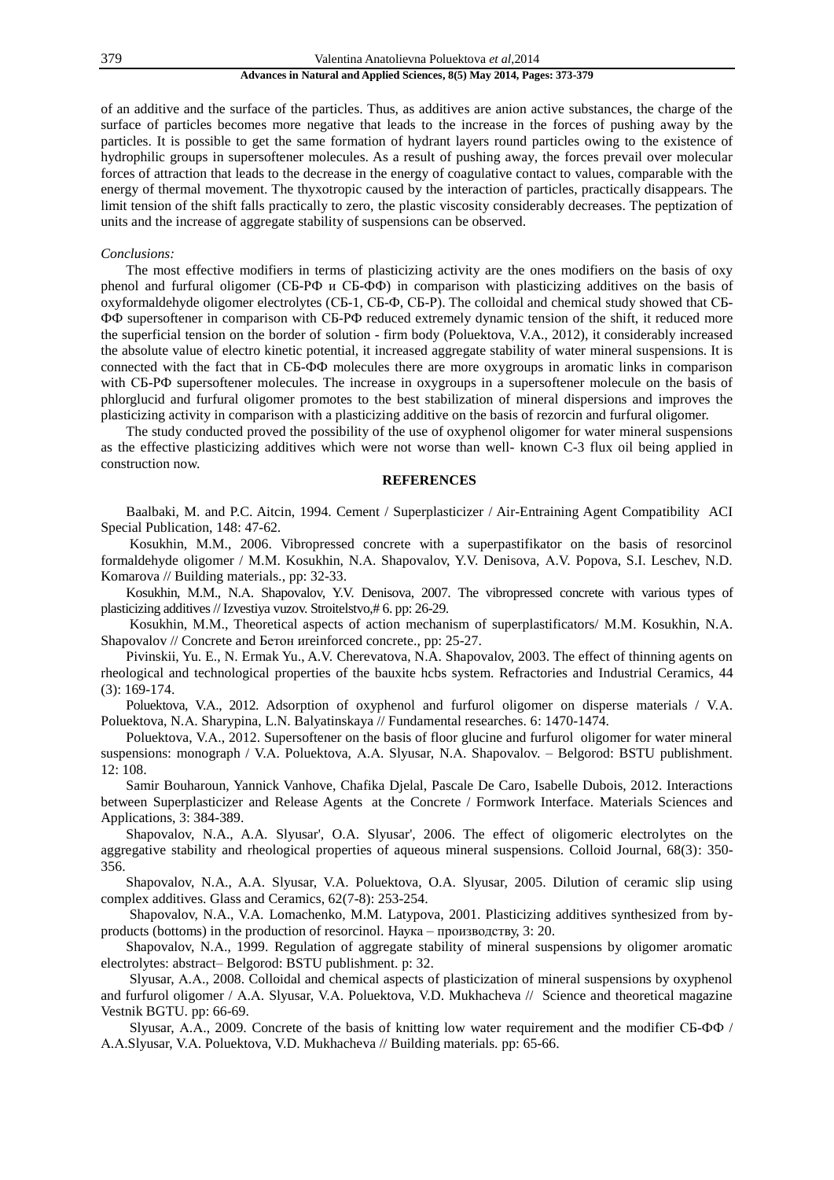of an additive and the surface of the particles. Thus, as additives are anion active substances, the charge of the surface of particles becomes more negative that leads to the increase in the forces of pushing away by the particles. It is possible to get the same formation of hydrant layers round particles owing to the existence of hydrophilic groups in supersoftener molecules. As a result of pushing away, the forces prevail over molecular forces of attraction that leads to the decrease in the energy of coagulative contact to values, comparable with the energy of thermal movement. The thyxotropic caused by the interaction of particles, practically disappears. The limit tension of the shift falls practically to zero, the plastic viscosity considerably decreases. The peptization of units and the increase of aggregate stability of suspensions can be observed.

*Conclusions:*

The most effective modifiers in terms of plasticizing activity are the ones modifiers on the basis of oxy phenol and furfural oligomer (СБ-РФ и СБ-ФФ) in comparison with plasticizing additives on the basis of oxyformaldehyde oligomer electrolytes (СБ-1, СБ-Ф, СБ-Р). The colloidal and chemical study showed that СБ-ФФ supersoftener in comparison with СБ-РФ reduced extremely dynamic tension of the shift, it reduced more the superficial tension on the border of solution - firm body (Poluektova, V.A., 2012), it considerably increased the absolute value of electro kinetic potential, it increased aggregate stability of water mineral suspensions. It is connected with the fact that in СБ-ФФ molecules there are more oxygroups in aromatic links in comparison with СБ-РФ supersoftener molecules. The increase in oxygroups in a supersoftener molecule on the basis of phlorglucid and furfural oligomer promotes to the best stabilization of mineral dispersions and improves the plasticizing activity in comparison with a plasticizing additive on the basis of rezorcin and furfural oligomer.

The study conducted proved the possibility of the use of oxyphenol oligomer for water mineral suspensions as the effective plasticizing additives which were not worse than well- known C-3 flux oil being applied in construction now.

## REFERENCES

Baalbaki, M. and P.C. Aitcin, 1994. Cement / Superplasticizer / Air-Entraining Agent Compatibility ACI Special Publication, 148: 47-62.

Kosukhin, M.M., 2006. Vibropressed concrete with a superpastifikator on the basis of resorcinol formaldehyde oligomer / M.M. Kosukhin, N.A. Shapovalov, Y.V. Denisova, A.V. Popova, S.I. Leschev, N.D. Komarova // Building materials., pp: 32-33.

Kosukhin, M.M., N.A. Shapovalov, Y.V. Denisova, 2007. The vibropressed concrete with various types of plasticizing additives // Izvestiya vuzov. Stroitelstvo,# 6. pp: 26-29.

Kosukhin, M.M., Theoretical aspects of action mechanism of superplastificators/ M.M. Kosukhin, N.A. Shapovalov // Concrete and Бетон иreinforced concrete., pp: 25-27.

Pivinskii, Yu. E., N. Ermak Yu., A.V. Cherevatova, N.A. Shapovalov, 2003. The effect of thinning agents on rheological and technological properties of the bauxite hcbs system. Refractories and Industrial Ceramics, 44 (3): 169-174.

Poluektova, V.A., 2012. Adsorption of oxyphenol and furfurol oligomer on disperse materials / V.A. Poluektova, N.A. Sharypina, L.N. Balyatinskaya // Fundamental researches. 6: 1470-1474.

Poluektova, V.A., 2012. Supersoftener on the basis of floor glucine and furfurol oligomer for water mineral suspensions: monograph / V.A. Poluektova, A.A. Slyusar, N.A. Shapovalov. – Belgorod: BSTU publishment. 12: 108.

Samir Bouharoun, Yannick Vanhove, Chafika Djelal, Pascale De Caro, Isabelle Dubois, 2012. Interactions between Superplasticizer and Release Agents at the Concrete / Formwork Interface. Materials Sciences and Applications, 3: 384-389.

Shapovalov, N.A., A.A. Slyusar', O.A. Slyusar', 2006. The effect of oligomeric electrolytes on the aggregative stability and rheological properties of aqueous mineral suspensions. Colloid Journal, 68(3): 350-356.

Shapovalov, N.A., A.A. Slyusar, V.A. Poluektova, O.A. Slyusar, 2005. Dilution of ceramic slip using complex additives. Glass and Ceramics, 62(7-8): 253-254.

Shapovalov, N.A., V.A. Lomachenko, M.M. Latypova, 2001. Plasticizing additives synthesized from by-products (bottoms) in the production of resorcinol. Наука – производству, 3: 20.

Shapovalov, N.A., 1999. Regulation of aggregate stability of mineral suspensions by oligomer aromatic electrolytes: abstract– Belgorod: BSTU publishment. p: 32.

Slyusar, A.A., 2008. Colloidal and chemical aspects of plasticization of mineral suspensions by oxyphenol and furfurol oligomer / A.A. Slyusar, V.A. Poluektova, V.D. Mukhacheva // Science and theoretical magazine Vestnik BGTU. pp: 66-69.

Slyusar, A.A., 2009. Concrete of the basis of knitting low water requirement and the modifier СБ-ФФ / A.A.Slyusar, V.A. Poluektova, V.D. Mukhacheva // Building materials. pp: 65-66.